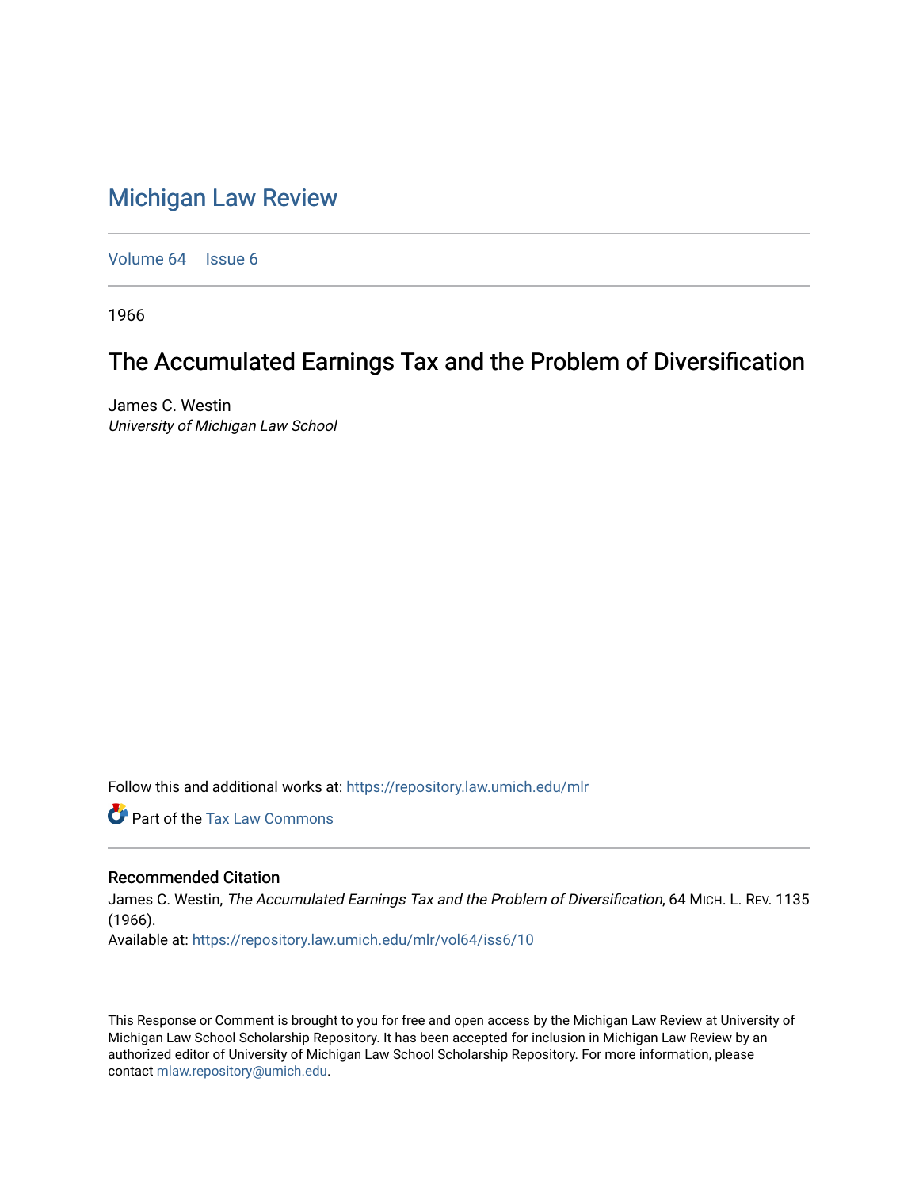# Michigan Law Review

Volume 64 | Issue 6

1966

## The Accumulated Earnings Tax and the Problem of Diversification

James C. Westin
*University of Michigan Law School*

Follow this and additional works at: https://repository.law.umich.edu/mlr

Part of the Tax Law Commons

### Recommended Citation

James C. Westin, *The Accumulated Earnings Tax and the Problem of Diversification*, 64 MICH. L. REV. 1135 (1966).
Available at: https://repository.law.umich.edu/mlr/vol64/iss6/10

This Response or Comment is brought to you for free and open access by the Michigan Law Review at University of Michigan Law School Scholarship Repository. It has been accepted for inclusion in Michigan Law Review by an authorized editor of University of Michigan Law School Scholarship Repository. For more information, please contact mlaw.repository@umich.edu.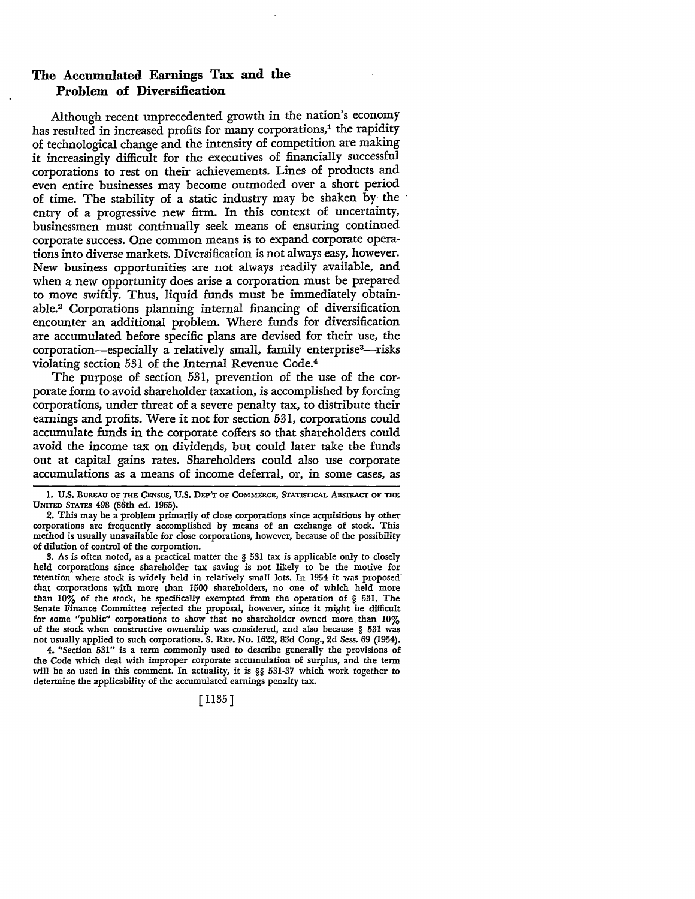## The Accumulated Earnings Tax and the Problem of Diversification

Although recent unprecedented growth in the nation's economy has resulted in increased profits for many corporations,[1] the rapidity of technological change and the intensity of competition are making it increasingly difficult for the executives of financially successful corporations to rest on their achievements. Lines of products and even entire businesses may become outmoded over a short period of time. The stability of a static industry may be shaken by the entry of a progressive new firm. In this context of uncertainty, businessmen must continually seek means of ensuring continued corporate success. One common means is to expand corporate operations into diverse markets. Diversification is not always easy, however. New business opportunities are not always readily available, and when a new opportunity does arise a corporation must be prepared to move swiftly. Thus, liquid funds must be immediately obtainable.[2] Corporations planning internal financing of diversification encounter an additional problem. Where funds for diversification are accumulated before specific plans are devised for their use, the corporation—especially a relatively small, family enterprise[3]—risks violating section 531 of the Internal Revenue Code.[4]

The purpose of section 531, prevention of the use of the corporate form to avoid shareholder taxation, is accomplished by forcing corporations, under threat of a severe penalty tax, to distribute their earnings and profits. Were it not for section 531, corporations could accumulate funds in the corporate coffers so that shareholders could avoid the income tax on dividends, but could later take the funds out at capital gains rates. Shareholders could also use corporate accumulations as a means of income deferral, or, in some cases, as

---

1. U.S. BUREAU OF THE CENSUS, U.S. DEP'T OF COMMERCE, STATISTICAL ABSTRACT OF THE UNITED STATES 498 (86th ed. 1965).

2. This may be a problem primarily of close corporations since acquisitions by other corporations are frequently accomplished by means of an exchange of stock. This method is usually unavailable for close corporations, however, because of the possibility of dilution of control of the corporation.

3. As is often noted, as a practical matter the § 531 tax is applicable only to closely held corporations since shareholder tax saving is not likely to be the motive for retention where stock is widely held in relatively small lots. In 1954 it was proposed that corporations with more than 1500 shareholders, no one of which held more than 10% of the stock, be specifically exempted from the operation of § 531. The Senate Finance Committee rejected the proposal, however, since it might be difficult for some "public" corporations to show that no shareholder owned more than 10% of the stock when constructive ownership was considered, and also because § 531 was not usually applied to such corporations. S. REP. No. 1622, 83d Cong., 2d Sess. 69 (1954).

4. "Section 531" is a term commonly used to describe generally the provisions of the Code which deal with improper corporate accumulation of surplus, and the term will be so used in this comment. In actuality, it is §§ 531-37 which work together to determine the applicability of the accumulated earnings penalty tax.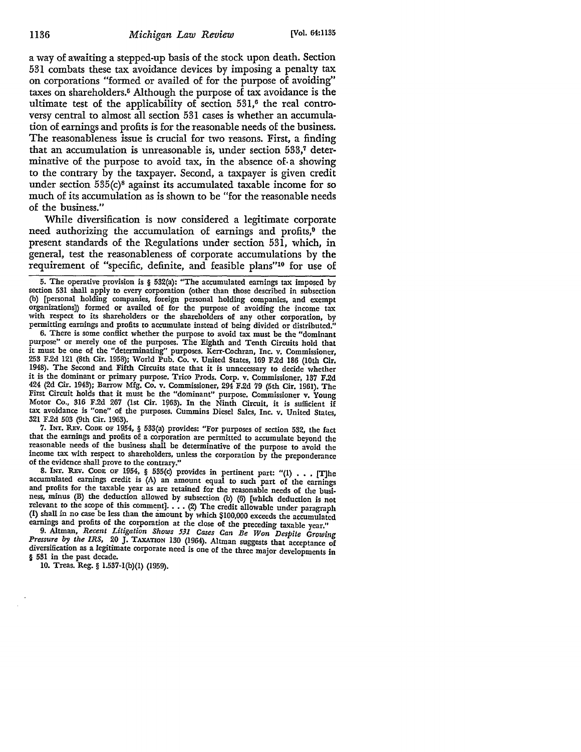a way of awaiting a stepped-up basis of the stock upon death. Section 531 combats these tax avoidance devices by imposing a penalty tax on corporations "formed or availed of for the purpose of avoiding" taxes on shareholders.[5] Although the purpose of tax avoidance is the ultimate test of the applicability of section 531,[6] the real controversy central to almost all section 531 cases is whether an accumulation of earnings and profits is for the reasonable needs of the business. The reasonableness issue is crucial for two reasons. First, a finding that an accumulation is unreasonable is, under section 533,[7] determinative of the purpose to avoid tax, in the absence of a showing to the contrary by the taxpayer. Second, a taxpayer is given credit under section 535(c)[8] against its accumulated taxable income for so much of its accumulation as is shown to be "for the reasonable needs of the business."

While diversification is now considered a legitimate corporate need authorizing the accumulation of earnings and profits,[9] the present standards of the Regulations under section 531, which, in general, test the reasonableness of corporate accumulations by the requirement of "specific, definite, and feasible plans"[10] for use of

---

5. The operative provision is § 532(a): "The accumulated earnings tax imposed by section 531 shall apply to every corporation (other than those described in subsection (b) [personal holding companies, foreign personal holding companies, and exempt organizations]) formed or availed of for the purpose of avoiding the income tax with respect to its shareholders or the shareholders of any other corporation, by permitting earnings and profits to accumulate instead of being divided or distributed."

6. There is some conflict whether the purpose to avoid tax must be the "dominant purpose" or merely one of the purposes. The Eighth and Tenth Circuits hold that it must be one of the "determinating" purposes. Kerr-Cochran, Inc. v. Commissioner, 253 F.2d 121 (8th Cir. 1958); World Pub. Co. v. United States, 169 F.2d 186 (10th Cir. 1948). The Second and Fifth Circuits state that it is unnecessary to decide whether it is the dominant or primary purpose. Trico Prods. Corp. v. Commissioner, 137 F.2d 424 (2d Cir. 1943); Barrow Mfg. Co. v. Commissioner, 294 F.2d 79 (5th Cir. 1961). The First Circuit holds that it must be the "dominant" purpose. Commissioner v. Young Motor Co., 316 F.2d 267 (1st Cir. 1963). In the Ninth Circuit, it is sufficient if tax avoidance is "one" of the purposes. Cummins Diesel Sales, Inc. v. United States, 321 F.2d 503 (9th Cir. 1963).

7. INT. REV. CODE OF 1954, § 533(a) provides: "For purposes of section 532, the fact that the earnings and profits of a corporation are permitted to accumulate beyond the reasonable needs of the business shall be determinative of the purpose to avoid the income tax with respect to shareholders, unless the corporation by the preponderance of the evidence shall prove to the contrary."

8. INT. REV. CODE OF 1954, § 535(c) provides in pertinent part: "(1) . . . [T]he accumulated earnings credit is (A) an amount equal to such part of the earnings and profits for the taxable year as are retained for the reasonable needs of the business, minus (B) the deduction allowed by subsection (b) (6) [which deduction is not relevant to the scope of this comment]. . . . (2) The credit allowable under paragraph (1) shall in no case be less than the amount by which $100,000 exceeds the accumulated earnings and profits of the corporation at the close of the preceding taxable year."

9. Altman, *Recent Litigation Shows 531 Cases Can Be Won Despite Growing Pressure by the IRS*, 20 J. TAXATION 130 (1964). Altman suggests that acceptance of diversification as a legitimate corporate need is one of the three major developments in § 531 in the past decade.

10. Treas. Reg. § 1.537-1(b)(1) (1959).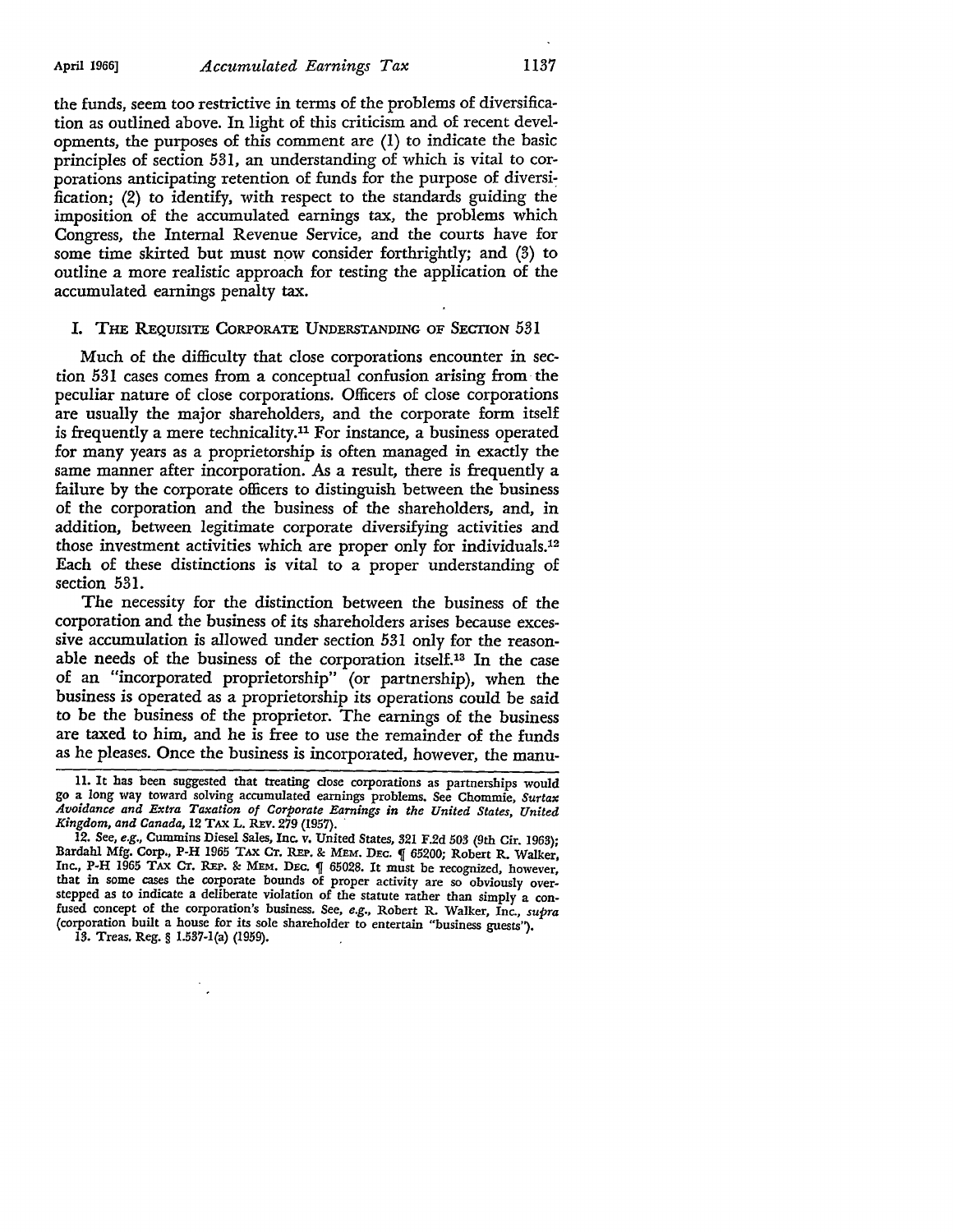the funds, seem too restrictive in terms of the problems of diversification as outlined above. In light of this criticism and of recent developments, the purposes of this comment are (1) to indicate the basic principles of section 531, an understanding of which is vital to corporations anticipating retention of funds for the purpose of diversification; (2) to identify, with respect to the standards guiding the imposition of the accumulated earnings tax, the problems which Congress, the Internal Revenue Service, and the courts have for some time skirted but must now consider forthrightly; and (3) to outline a more realistic approach for testing the application of the accumulated earnings penalty tax.

## I. The Requisite Corporate Understanding of Section 531

Much of the difficulty that close corporations encounter in section 531 cases comes from a conceptual confusion arising from the peculiar nature of close corporations. Officers of close corporations are usually the major shareholders, and the corporate form itself is frequently a mere technicality.[11] For instance, a business operated for many years as a proprietorship is often managed in exactly the same manner after incorporation. As a result, there is frequently a failure by the corporate officers to distinguish between the business of the corporation and the business of the shareholders, and, in addition, between legitimate corporate diversifying activities and those investment activities which are proper only for individuals.[12] Each of these distinctions is vital to a proper understanding of section 531.

The necessity for the distinction between the business of the corporation and the business of its shareholders arises because excessive accumulation is allowed under section 531 only for the reasonable needs of the business of the corporation itself.[13] In the case of an "incorporated proprietorship" (or partnership), when the business is operated as a proprietorship its operations could be said to be the business of the proprietor. The earnings of the business are taxed to him, and he is free to use the remainder of the funds as he pleases. Once the business is incorporated, however, the manu-

---

11. It has been suggested that treating close corporations as partnerships would go a long way toward solving accumulated earnings problems. See Chommie, *Surtax Avoidance and Extra Taxation of Corporate Earnings in the United States, United Kingdom, and Canada*, 12 Tax L. Rev. 279 (1957).

12. See, *e.g.*, Cummins Diesel Sales, Inc. v. United States, 321 F.2d 503 (9th Cir. 1963); Bardahl Mfg. Corp., P-H 1965 Tax Ct. Rep. & Mem. Dec. ¶ 65200; Robert R. Walker, Inc., P-H 1965 Tax Ct. Rep. & Mem. Dec. ¶ 65028. It must be recognized, however, that in some cases the corporate bounds of proper activity are so obviously overstepped as to indicate a deliberate violation of the statute rather than simply a confused concept of the corporation's business. See, *e.g.*, Robert R. Walker, Inc., *supra* (corporation built a house for its sole shareholder to entertain "business guests").

13. Treas. Reg. § 1.537-1(a) (1959).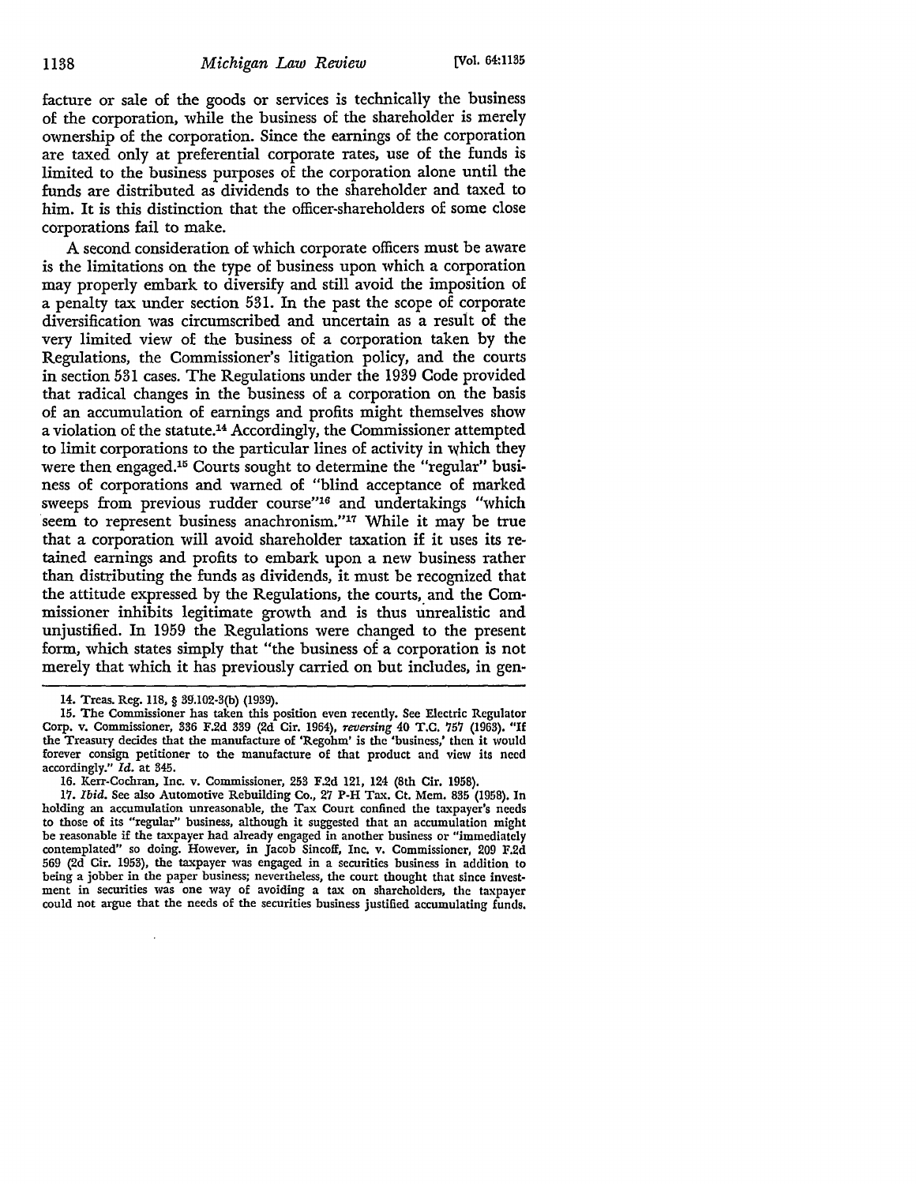facture or sale of the goods or services is technically the business of the corporation, while the business of the shareholder is merely ownership of the corporation. Since the earnings of the corporation are taxed only at preferential corporate rates, use of the funds is limited to the business purposes of the corporation alone until the funds are distributed as dividends to the shareholder and taxed to him. It is this distinction that the officer-shareholders of some close corporations fail to make.

A second consideration of which corporate officers must be aware is the limitations on the type of business upon which a corporation may properly embark to diversify and still avoid the imposition of a penalty tax under section 531. In the past the scope of corporate diversification was circumscribed and uncertain as a result of the very limited view of the business of a corporation taken by the Regulations, the Commissioner's litigation policy, and the courts in section 531 cases. The Regulations under the 1939 Code provided that radical changes in the business of a corporation on the basis of an accumulation of earnings and profits might themselves show a violation of the statute.[14] Accordingly, the Commissioner attempted to limit corporations to the particular lines of activity in which they were then engaged.[15] Courts sought to determine the "regular" business of corporations and warned of "blind acceptance of marked sweeps from previous rudder course"[16] and undertakings "which seem to represent business anachronism."[17] While it may be true that a corporation will avoid shareholder taxation if it uses its retained earnings and profits to embark upon a new business rather than distributing the funds as dividends, it must be recognized that the attitude expressed by the Regulations, the courts, and the Commissioner inhibits legitimate growth and is thus unrealistic and unjustified. In 1959 the Regulations were changed to the present form, which states simply that "the business of a corporation is not merely that which it has previously carried on but includes, in gen-

14. Treas. Reg. 118, § 39.102-3(b) (1939).

15. The Commissioner has taken this position even recently. See Electric Regulator Corp. v. Commissioner, 336 F.2d 339 (2d Cir. 1964), *reversing* 40 T.C. 757 (1963). "If the Treasury decides that the manufacture of 'Regohm' is the 'business,' then it would forever consign petitioner to the manufacture of that product and view its need accordingly." *Id.* at 345.

16. Kerr-Cochran, Inc. v. Commissioner, 253 F.2d 121, 124 (8th Cir. 1958).

17. *Ibid.* See also Automotive Rebuilding Co., 27 P-H Tax Ct. Mem. 835 (1958). In holding an accumulation unreasonable, the Tax Court confined the taxpayer's needs to those of its "regular" business, although it suggested that an accumulation might be reasonable if the taxpayer had already engaged in another business or "immediately contemplated" so doing. However, in Jacob Sincoff, Inc. v. Commissioner, 209 F.2d 569 (2d Cir. 1953), the taxpayer was engaged in a securities business in addition to being a jobber in the paper business; nevertheless, the court thought that since investment in securities was one way of avoiding a tax on shareholders, the taxpayer could not argue that the needs of the securities business justified accumulating funds.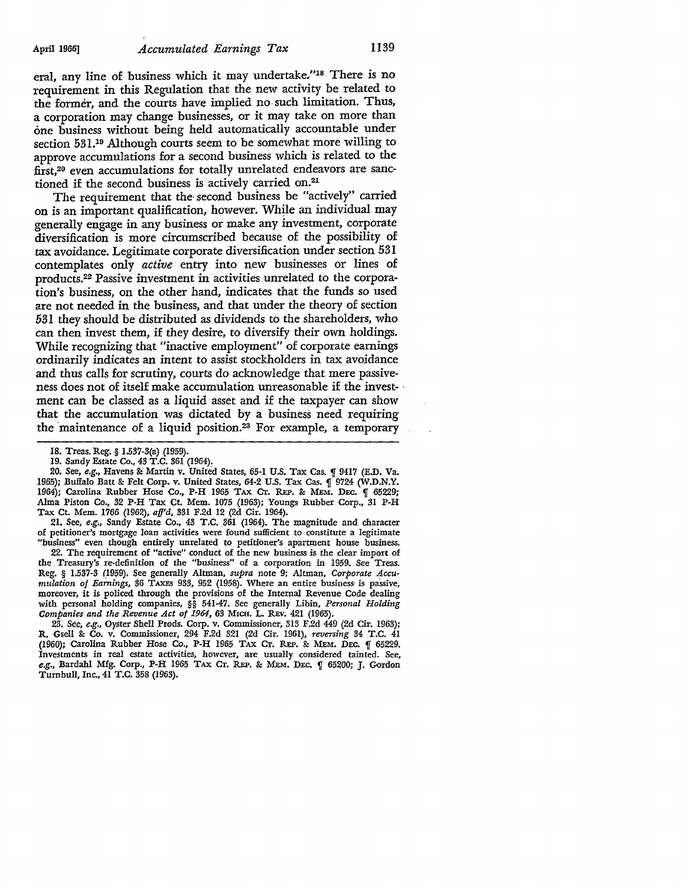eral, any line of business which it may undertake."[18] There is no requirement in this Regulation that the new activity be related to the former, and the courts have implied no such limitation. Thus, a corporation may change businesses, or it may take on more than one business without being held automatically accountable under section 531.[19] Although courts seem to be somewhat more willing to approve accumulations for a second business which is related to the first,[20] even accumulations for totally unrelated endeavors are sanctioned if the second business is actively carried on.[21]

The requirement that the second business be "actively" carried on is an important qualification, however. While an individual may generally engage in any business or make any investment, corporate diversification is more circumscribed because of the possibility of tax avoidance. Legitimate corporate diversification under section 531 contemplates only *active* entry into new businesses or lines of products.[22] Passive investment in activities unrelated to the corporation's business, on the other hand, indicates that the funds so used are not needed in the business, and that under the theory of section 531 they should be distributed as dividends to the shareholders, who can then invest them, if they desire, to diversify their own holdings. While recognizing that "inactive employment" of corporate earnings ordinarily indicates an intent to assist stockholders in tax avoidance and thus calls for scrutiny, courts do acknowledge that mere passiveness does not of itself make accumulation unreasonable if the investment can be classed as a liquid asset and if the taxpayer can show that the accumulation was dictated by a business need requiring the maintenance of a liquid position.[23] For example, a temporary

---

18. Treas. Reg. § 1.537-3(a) (1959).

19. Sandy Estate Co., 43 T.C. 361 (1964).

20. See, *e.g.*, Havens & Martin v. United States, 65-1 U.S. Tax Cas. ¶ 9417 (E.D. Va. 1965); Buffalo Batt & Felt Corp. v. United States, 64-2 U.S. Tax Cas. ¶ 9724 (W.D.N.Y. 1964); Carolina Rubber Hose Co., P-H 1965 Tax Ct. Rep. & Mem. Dec. ¶ 65229; Alma Piston Co., 32 P-H Tax Ct. Mem. 1075 (1963); Youngs Rubber Corp., 31 P-H Tax Ct. Mem. 1766 (1962), *aff'd*, 331 F.2d 12 (2d Cir. 1964).

21. See, *e.g.*, Sandy Estate Co., 43 T.C. 361 (1964). The magnitude and character of petitioner's mortgage loan activities were found sufficient to constitute a legitimate "business" even though entirely unrelated to petitioner's apartment house business.

22. The requirement of "active" conduct of the new business is the clear import of the Treasury's re-definition of the "business" of a corporation in 1959. See Treas. Reg. § 1.537-3 (1959). See generally Altman, *supra* note 9; Altman, *Corporate Accumulation of Earnings*, 36 Taxes 933, 952 (1958). Where an entire business is passive, moreover, it is policed through the provisions of the Internal Revenue Code dealing with personal holding companies, §§ 541-47. See generally Libin, *Personal Holding Companies and the Revenue Act of 1964*, 63 Mich. L. Rev. 421 (1965).

23. See, *e.g.*, Oyster Shell Prods. Corp. v. Commissioner, 313 F.2d 449 (2d Cir. 1963); R. Gsell & Co. v. Commissioner, 294 F.2d 321 (2d Cir. 1961), *reversing* 34 T.C. 41 (1960); Carolina Rubber Hose Co., P-H 1965 Tax Ct. Rep. & Mem. Dec. ¶ 65229. Investments in real estate activities, however, are usually considered tainted. See, *e.g.*, Bardahl Mfg. Corp., P-H 1965 Tax Ct. Rep. & Mem. Dec. ¶ 65200; J. Gordon Turnbull, Inc., 41 T.C. 358 (1963).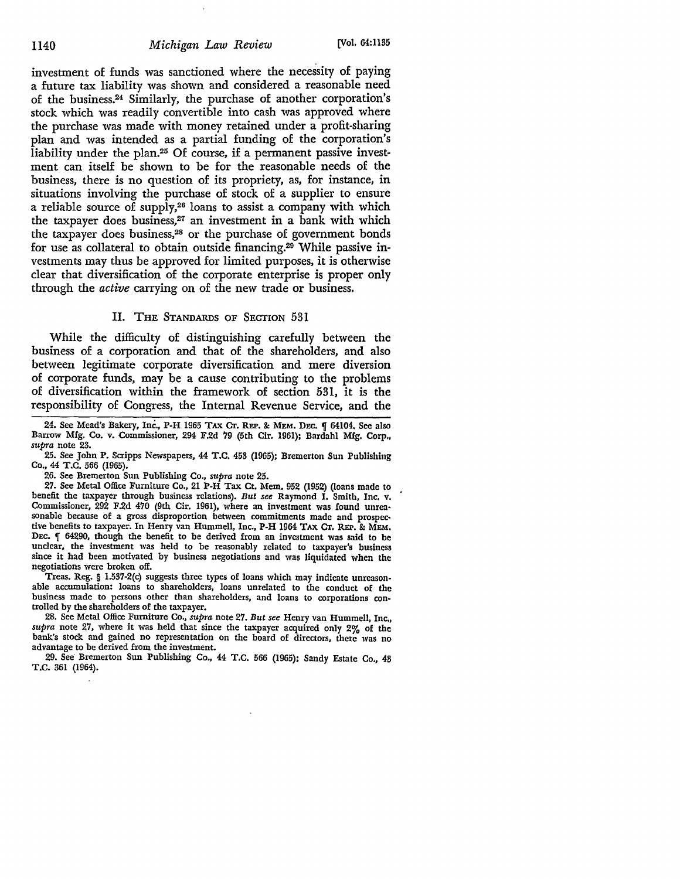investment of funds was sanctioned where the necessity of paying a future tax liability was shown and considered a reasonable need of the business.[24] Similarly, the purchase of another corporation's stock which was readily convertible into cash was approved where the purchase was made with money retained under a profit-sharing plan and was intended as a partial funding of the corporation's liability under the plan.[25] Of course, if a permanent passive investment can itself be shown to be for the reasonable needs of the business, there is no question of its propriety, as, for instance, in situations involving the purchase of stock of a supplier to ensure a reliable source of supply,[26] loans to assist a company with which the taxpayer does business,[27] an investment in a bank with which the taxpayer does business,[28] or the purchase of government bonds for use as collateral to obtain outside financing.[29] While passive investments may thus be approved for limited purposes, it is otherwise clear that diversification of the corporate enterprise is proper only through the *active* carrying on of the new trade or business.

## II. The Standards of Section 531

While the difficulty of distinguishing carefully between the business of a corporation and that of the shareholders, and also between legitimate corporate diversification and mere diversion of corporate funds, may be a cause contributing to the problems of diversification within the framework of section 531, it is the responsibility of Congress, the Internal Revenue Service, and the

---

24. See Mead's Bakery, Inc., P-H 1965 Tax Ct. Rep. & Mem. Dec. ¶ 64104. See also Barrow Mfg. Co. v. Commissioner, 294 F.2d 79 (5th Cir. 1961); Bardahl Mfg. Corp., *supra* note 23.

25. See John P. Scripps Newspapers, 44 T.C. 453 (1965); Bremerton Sun Publishing Co., 44 T.C. 566 (1965).

26. See Bremerton Sun Publishing Co., *supra* note 25.

27. See Metal Office Furniture Co., 21 P-H Tax Ct. Mem. 952 (1952) (loans made to benefit the taxpayer through business relations). *But see* Raymond I. Smith, Inc. v. Commissioner, 292 F.2d 470 (9th Cir. 1961), where an investment was found unreasonable because of a gross disproportion between commitments made and prospective benefits to taxpayer. In Henry van Hummell, Inc., P-H 1964 Tax Ct. Rep. & Mem. Dec. ¶ 64290, though the benefit to be derived from an investment was said to be unclear, the investment was held to be reasonably related to taxpayer's business since it had been motivated by business negotiations and was liquidated when the negotiations were broken off.

Treas. Reg. § 1.537-2(c) suggests three types of loans which may indicate unreasonable accumulation: loans to shareholders, loans unrelated to the conduct of the business made to persons other than shareholders, and loans to corporations controlled by the shareholders of the taxpayer.

28. See Metal Office Furniture Co., *supra* note 27. *But see* Henry van Hummell, Inc., *supra* note 27, where it was held that since the taxpayer acquired only 2% of the bank's stock and gained no representation on the board of directors, there was no advantage to be derived from the investment.

29. See Bremerton Sun Publishing Co., 44 T.C. 566 (1965); Sandy Estate Co., 43 T.C. 361 (1964).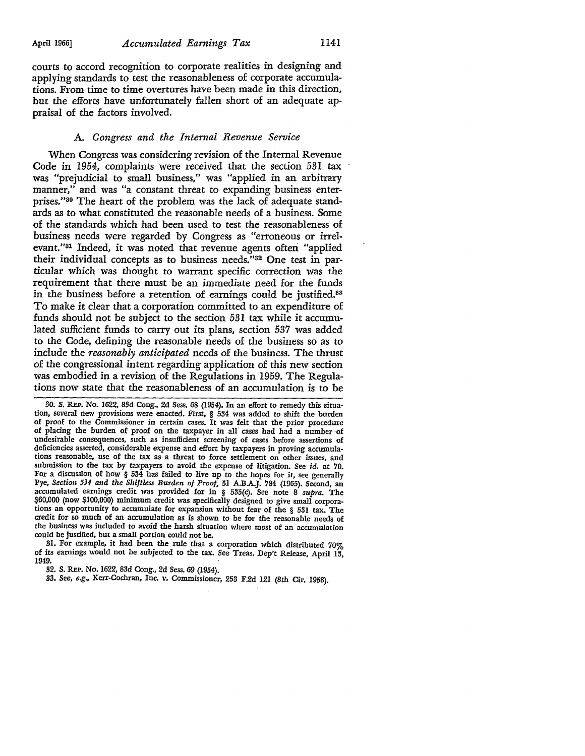courts to accord recognition to corporate realities in designing and applying standards to test the reasonableness of corporate accumulations. From time to time overtures have been made in this direction, but the efforts have unfortunately fallen short of an adequate appraisal of the factors involved.

### A. *Congress and the Internal Revenue Service*

When Congress was considering revision of the Internal Revenue Code in 1954, complaints were received that the section 531 tax was "prejudicial to small business," was "applied in an arbitrary manner," and was "a constant threat to expanding business enterprises."[30] The heart of the problem was the lack of adequate standards as to what constituted the reasonable needs of a business. Some of the standards which had been used to test the reasonableness of business needs were regarded by Congress as "erroneous or irrelevant."[31] Indeed, it was noted that revenue agents often "applied their individual concepts as to business needs."[32] One test in particular which was thought to warrant specific correction was the requirement that there must be an immediate need for the funds in the business before a retention of earnings could be justified.[33] To make it clear that a corporation committed to an expenditure of funds should not be subject to the section 531 tax while it accumulated sufficient funds to carry out its plans, section 537 was added to the Code, defining the reasonable needs of the business so as to include the *reasonably anticipated* needs of the business. The thrust of the congressional intent regarding application of this new section was embodied in a revision of the Regulations in 1959. The Regulations now state that the reasonableness of an accumulation is to be

---

30. S. Rep. No. 1622, 83d Cong., 2d Sess. 68 (1954). In an effort to remedy this situation, several new provisions were enacted. First, § 534 was added to shift the burden of proof to the Commissioner in certain cases. It was felt that the prior procedure of placing the burden of proof on the taxpayer in all cases had had a number of undesirable consequences, such as insufficient screening of cases before assertions of deficiencies asserted, considerable expense and effort by taxpayers in proving accumulations reasonable, use of the tax as a threat to force settlement on other issues, and submission to the tax by taxpayers to avoid the expense of litigation. See *id.* at 70. For a discussion of how § 534 has failed to live up to the hopes for it, see generally Pye, *Section 534 and the Shiftless Burden of Proof*, 51 A.B.A.J. 784 (1965). Second, an accumulated earnings credit was provided for in § 535(c). See note 8 *supra*. The $60,000 (now $100,000) minimum credit was specifically designed to give small corporations an opportunity to accumulate for expansion without fear of the § 531 tax. The credit for so much of an accumulation as is shown to be for the reasonable needs of the business was included to avoid the harsh situation where most of an accumulation could be justified, but a small portion could not be.

31. For example, it had been the rule that a corporation which distributed 70% of its earnings would not be subjected to the tax. See Treas. Dep't Release, April 13, 1949.

32. S. Rep. No. 1622, 83d Cong., 2d Sess. 69 (1954).

33. See, *e.g.*, Kerr-Cochran, Inc. v. Commissioner, 253 F.2d 121 (8th Cir. 1958).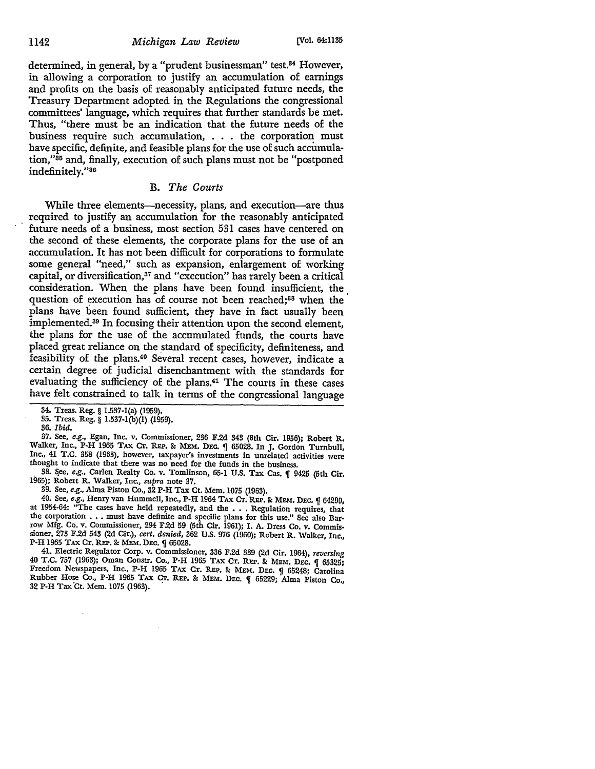determined, in general, by a "prudent businessman" test.[34] However, in allowing a corporation to justify an accumulation of earnings and profits on the basis of reasonably anticipated future needs, the Treasury Department adopted in the Regulations the congressional committees' language, which requires that further standards be met. Thus, "there must be an indication that the future needs of the business require such accumulation, . . . the corporation must have specific, definite, and feasible plans for the use of such accumulation,"[35] and, finally, execution of such plans must not be "postponed indefinitely."[36]

### B. *The Courts*

While three elements—necessity, plans, and execution—are thus required to justify an accumulation for the reasonably anticipated future needs of a business, most section 531 cases have centered on the second of these elements, the corporate plans for the use of an accumulation. It has not been difficult for corporations to formulate some general "need," such as expansion, enlargement of working capital, or diversification,[37] and "execution" has rarely been a critical consideration. When the plans have been found insufficient, the question of execution has of course not been reached;[38] when the plans have been found sufficient, they have in fact usually been implemented.[39] In focusing their attention upon the second element, the plans for the use of the accumulated funds, the courts have placed great reliance on the standard of specificity, definiteness, and feasibility of the plans.[40] Several recent cases, however, indicate a certain degree of judicial disenchantment with the standards for evaluating the sufficiency of the plans.[41] The courts in these cases have felt constrained to talk in terms of the congressional language

---

34. Treas. Reg. § 1.537-1(a) (1959).

35. Treas. Reg. § 1.537-1(b)(1) (1959).

36. *Ibid.*

37. See, *e.g.*, Egan, Inc. v. Commissioner, 236 F.2d 343 (8th Cir. 1956); Robert R. Walker, Inc., P-H 1965 TAX CT. REP. & MEM. DEC. ¶ 65028. In J. Gordon Turnbull, Inc., 41 T.C. 358 (1963), however, taxpayer's investments in unrelated activities were thought to indicate that there was no need for the funds in the business.

38. See, *e.g.*, Carlen Realty Co. v. Tomlinson, 65-1 U.S. Tax Cas. ¶ 9425 (5th Cir. 1965); Robert R. Walker, Inc., *supra* note 37.

39. See, *e.g.*, Alma Piston Co., 32 P-H Tax Ct. Mem. 1075 (1963).

40. See, *e.g.*, Henry van Hummell, Inc., P-H 1964 TAX CT. REP. & MEM. DEC. ¶ 64290, at 1954-64: "The cases have held repeatedly, and the . . . Regulation requires, that the corporation . . . must have definite and specific plans for this use." See also Barrow Mfg. Co. v. Commissioner, 294 F.2d 59 (5th Cir. 1961); I. A. Dress Co. v. Commissioner, 273 F.2d 543 (2d Cir.), *cert. denied*, 362 U.S. 976 (1960); Robert R. Walker, Inc., P-H 1965 TAX CT. REP. & MEM. DEC. ¶ 65028.

41. Electric Regulator Corp. v. Commissioner, 336 F.2d 339 (2d Cir. 1964), *reversing* 40 T.C. 757 (1963); Oman Constr. Co., P-H 1965 TAX CT. REP. & MEM. DEC. ¶ 65325; Freedom Newspapers, Inc., P-H 1965 TAX CT. REP. & MEM. DEC. ¶ 65248; Carolina Rubber Hose Co., P-H 1965 TAX CT. REP. & MEM. DEC. ¶ 65229; Alma Piston Co., 32 P-H Tax Ct. Mem. 1075 (1963).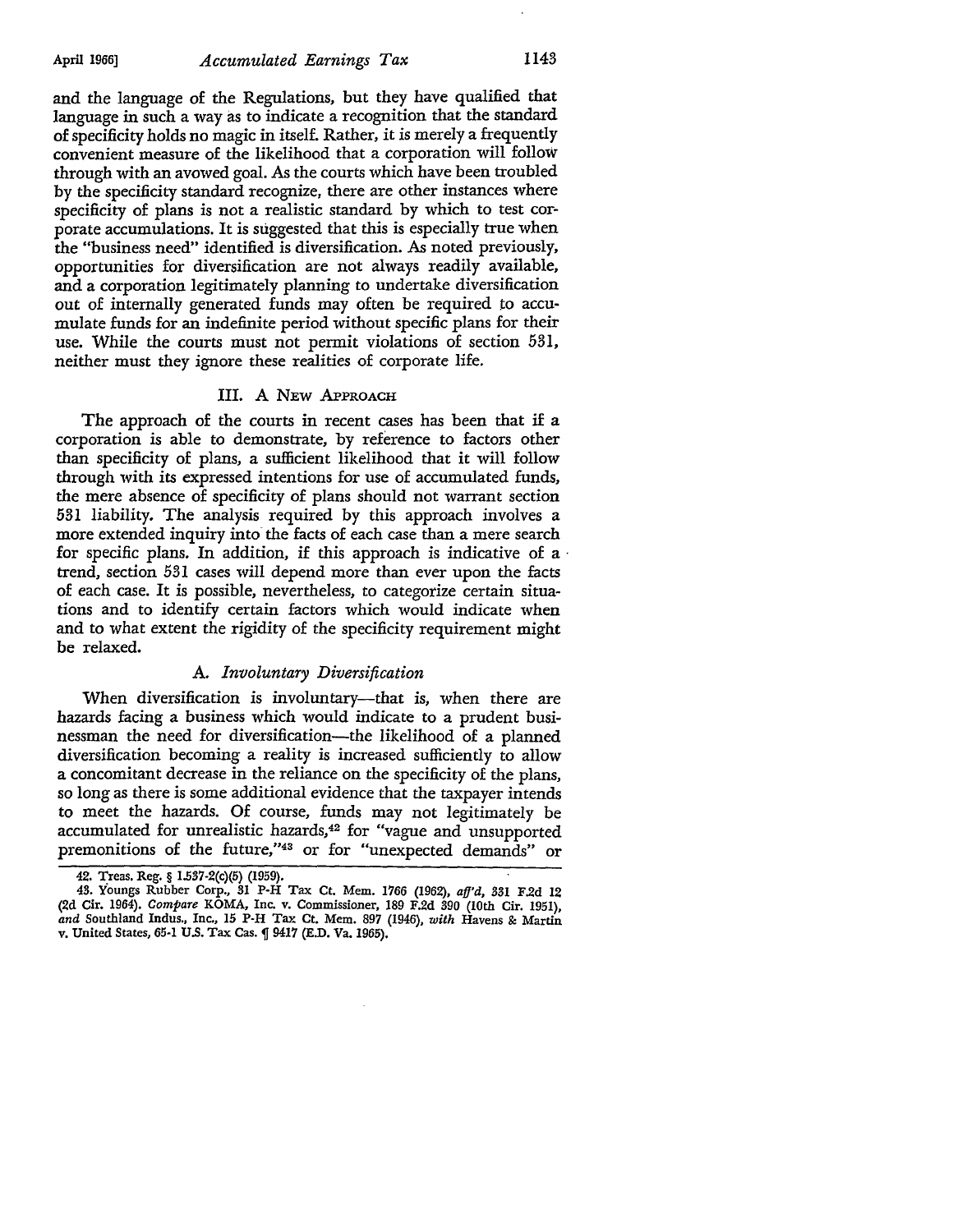and the language of the Regulations, but they have qualified that language in such a way as to indicate a recognition that the standard of specificity holds no magic in itself. Rather, it is merely a frequently convenient measure of the likelihood that a corporation will follow through with an avowed goal. As the courts which have been troubled by the specificity standard recognize, there are other instances where specificity of plans is not a realistic standard by which to test corporate accumulations. It is suggested that this is especially true when the "business need" identified is diversification. As noted previously, opportunities for diversification are not always readily available, and a corporation legitimately planning to undertake diversification out of internally generated funds may often be required to accumulate funds for an indefinite period without specific plans for their use. While the courts must not permit violations of section 531, neither must they ignore these realities of corporate life.

## III. A New Approach

The approach of the courts in recent cases has been that if a corporation is able to demonstrate, by reference to factors other than specificity of plans, a sufficient likelihood that it will follow through with its expressed intentions for use of accumulated funds, the mere absence of specificity of plans should not warrant section 531 liability. The analysis required by this approach involves a more extended inquiry into the facts of each case than a mere search for specific plans. In addition, if this approach is indicative of a trend, section 531 cases will depend more than ever upon the facts of each case. It is possible, nevertheless, to categorize certain situations and to identify certain factors which would indicate when and to what extent the rigidity of the specificity requirement might be relaxed.

### A. *Involuntary Diversification*

When diversification is involuntary—that is, when there are hazards facing a business which would indicate to a prudent businessman the need for diversification—the likelihood of a planned diversification becoming a reality is increased sufficiently to allow a concomitant decrease in the reliance on the specificity of the plans, so long as there is some additional evidence that the taxpayer intends to meet the hazards. Of course, funds may not legitimately be accumulated for unrealistic hazards,[42] for "vague and unsupported premonitions of the future,"[43] or for "unexpected demands" or

---

42. Treas. Reg. § 1.537-2(c)(5) (1959).

43. Youngs Rubber Corp., 31 P-H Tax Ct. Mem. 1766 (1962), *aff'd*, 331 F.2d 12 (2d Cir. 1964). *Compare* KOMA, Inc. v. Commissioner, 189 F.2d 390 (10th Cir. 1951), *and* Southland Indus., Inc., 15 P-H Tax Ct. Mem. 897 (1946), *with* Havens & Martin v. United States, 65-1 U.S. Tax Cas. ¶ 9417 (E.D. Va. 1965).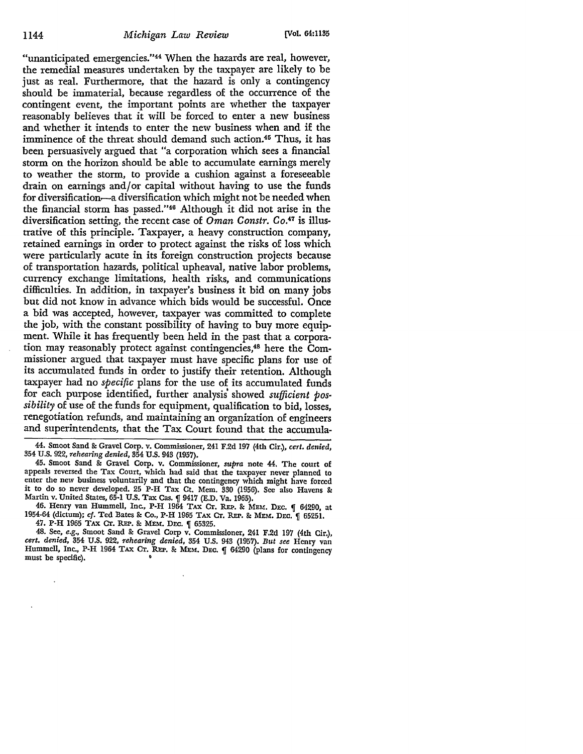"unanticipated emergencies."[44] When the hazards are real, however, the remedial measures undertaken by the taxpayer are likely to be just as real. Furthermore, that the hazard is only a contingency should be immaterial, because regardless of the occurrence of the contingent event, the important points are whether the taxpayer reasonably believes that it will be forced to enter a new business and whether it intends to enter the new business when and if the imminence of the threat should demand such action.[45] Thus, it has been persuasively argued that "a corporation which sees a financial storm on the horizon should be able to accumulate earnings merely to weather the storm, to provide a cushion against a foreseeable drain on earnings and/or capital without having to use the funds for diversification—a diversification which might not be needed when the financial storm has passed."[46] Although it did not arise in the diversification setting, the recent case of *Oman Constr. Co.*[47] is illustrative of this principle. Taxpayer, a heavy construction company, retained earnings in order to protect against the risks of loss which were particularly acute in its foreign construction projects because of transportation hazards, political upheaval, native labor problems, currency exchange limitations, health risks, and communications difficulties. In addition, in taxpayer's business it bid on many jobs but did not know in advance which bids would be successful. Once a bid was accepted, however, taxpayer was committed to complete the job, with the constant possibility of having to buy more equipment. While it has frequently been held in the past that a corporation may reasonably protect against contingencies,[48] here the Commissioner argued that taxpayer must have specific plans for use of its accumulated funds in order to justify their retention. Although taxpayer had no *specific* plans for the use of its accumulated funds for each purpose identified, further analysis showed *sufficient possibility* of use of the funds for equipment, qualification to bid, losses, renegotiation refunds, and maintaining an organization of engineers and superintendents, that the Tax Court found that the accumula-

44. Smoot Sand & Gravel Corp. v. Commissioner, 241 F.2d 197 (4th Cir.), *cert. denied*, 354 U.S. 922, *rehearing denied*, 354 U.S. 943 (1957).

45. Smoot Sand & Gravel Corp. v. Commissioner, *supra* note 44. The court of appeals reversed the Tax Court, which had said that the taxpayer never planned to enter the new business voluntarily and that the contingency which might have forced it to do so never developed. 25 P-H Tax Ct. Mem. 330 (1956). See also Havens & Martin v. United States, 65-1 U.S. Tax Cas. ¶ 9417 (E.D. Va. 1965).

46. Henry van Hummell, Inc., P-H 1964 TAX CT. REP. & MEM. DEC. ¶ 64290, at 1954-64 (dictum); *cf.* Ted Bates & Co., P-H 1965 TAX CT. REP. & MEM. DEC. ¶ 65251.

47. P-H 1965 TAX CT. REP. & MEM. DEC. ¶ 65325.

48. See, *e.g.*, Smoot Sand & Gravel Corp v. Commissioner, 241 F.2d 197 (4th Cir.), *cert. denied*, 354 U.S. 922, *rehearing denied*, 354 U.S. 943 (1957). *But see* Henry van Hummell, Inc., P-H 1964 TAX CT. REP. & MEM. DEC. ¶ 64290 (plans for contingency must be specific).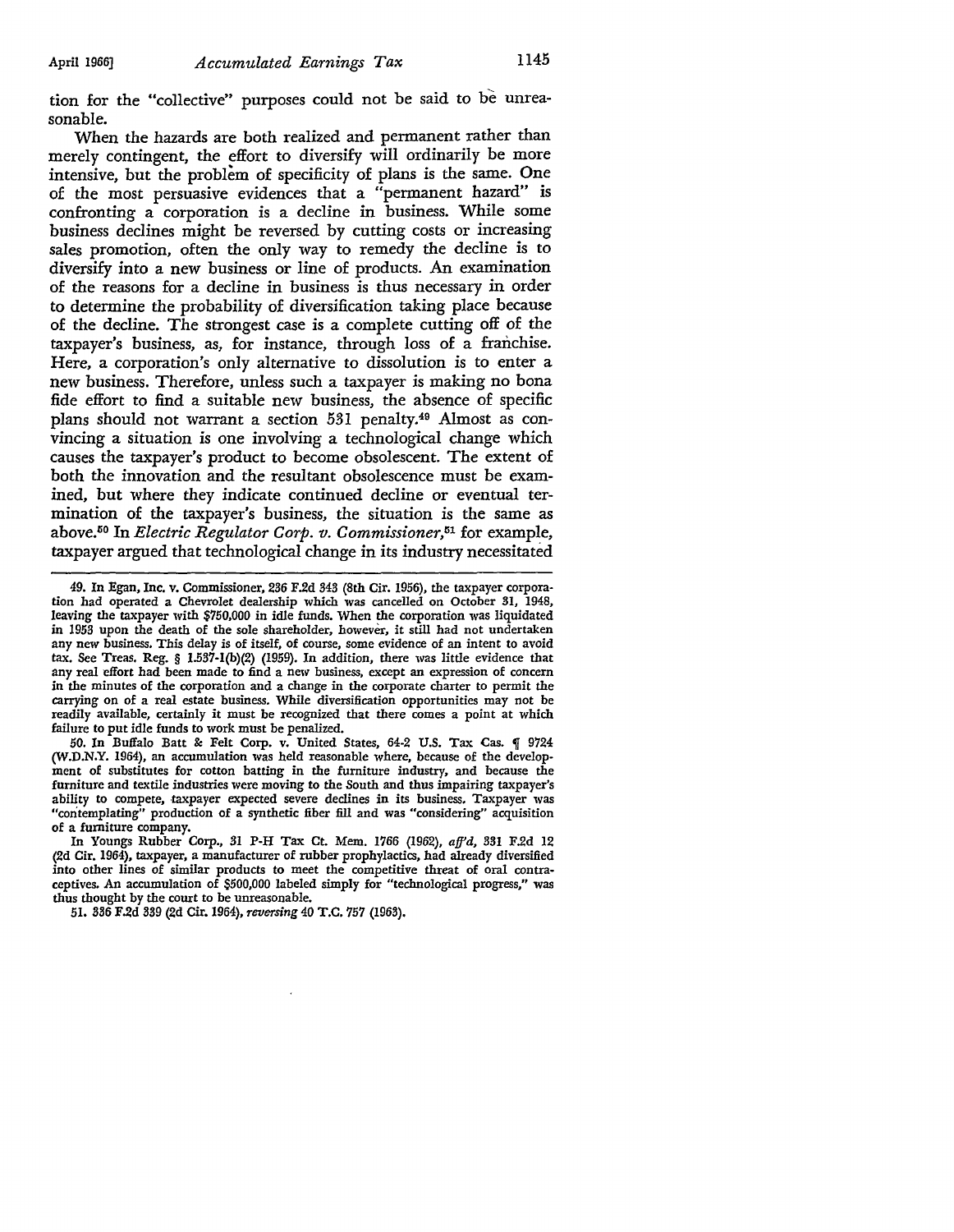tion for the "collective" purposes could not be said to be unreasonable.

When the hazards are both realized and permanent rather than merely contingent, the effort to diversify will ordinarily be more intensive, but the problem of specificity of plans is the same. One of the most persuasive evidences that a "permanent hazard" is confronting a corporation is a decline in business. While some business declines might be reversed by cutting costs or increasing sales promotion, often the only way to remedy the decline is to diversify into a new business or line of products. An examination of the reasons for a decline in business is thus necessary in order to determine the probability of diversification taking place because of the decline. The strongest case is a complete cutting off of the taxpayer's business, as, for instance, through loss of a franchise. Here, a corporation's only alternative to dissolution is to enter a new business. Therefore, unless such a taxpayer is making no bona fide effort to find a suitable new business, the absence of specific plans should not warrant a section 531 penalty.[49] Almost as convincing a situation is one involving a technological change which causes the taxpayer's product to become obsolescent. The extent of both the innovation and the resultant obsolescence must be examined, but where they indicate continued decline or eventual termination of the taxpayer's business, the situation is the same as above.[50] In *Electric Regulator Corp. v. Commissioner*,[51] for example, taxpayer argued that technological change in its industry necessitated

---

49. In Egan, Inc. v. Commissioner, 236 F.2d 343 (8th Cir. 1956), the taxpayer corporation had operated a Chevrolet dealership which was cancelled on October 31, 1948, leaving the taxpayer with $750,000 in idle funds. When the corporation was liquidated in 1953 upon the death of the sole shareholder, however, it still had not undertaken any new business. This delay is of itself, of course, some evidence of an intent to avoid tax. See Treas. Reg. § 1.537-1(b)(2) (1959). In addition, there was little evidence that any real effort had been made to find a new business, except an expression of concern in the minutes of the corporation and a change in the corporate charter to permit the carrying on of a real estate business. While diversification opportunities may not be readily available, certainly it must be recognized that there comes a point at which failure to put idle funds to work must be penalized.

50. In Buffalo Batt & Felt Corp. v. United States, 64-2 U.S. Tax Cas. ¶ 9724 (W.D.N.Y. 1964), an accumulation was held reasonable where, because of the development of substitutes for cotton batting in the furniture industry, and because the furniture and textile industries were moving to the South and thus impairing taxpayer's ability to compete, taxpayer expected severe declines in its business. Taxpayer was "contemplating" production of a synthetic fiber fill and was "considering" acquisition of a furniture company.

In Youngs Rubber Corp., 31 P-H Tax Ct. Mem. 1766 (1962), *aff'd*, 331 F.2d 12 (2d Cir. 1964), taxpayer, a manufacturer of rubber prophylactics, had already diversified into other lines of similar products to meet the competitive threat of oral contraceptives. An accumulation of $500,000 labeled simply for "technological progress," was thus thought by the court to be unreasonable.

51. 336 F.2d 339 (2d Cir. 1964), *reversing* 40 T.C. 757 (1963).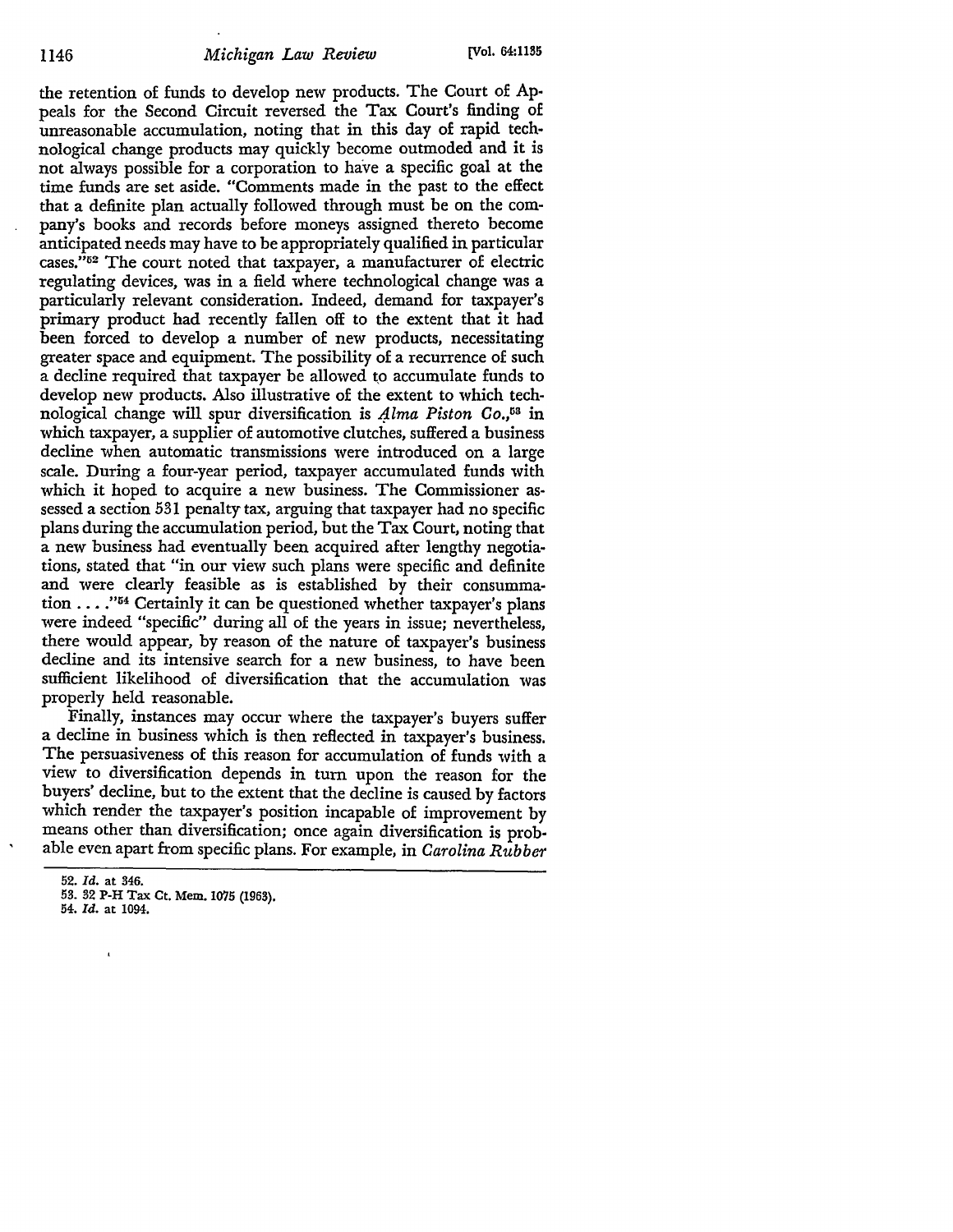the retention of funds to develop new products. The Court of Appeals for the Second Circuit reversed the Tax Court's finding of unreasonable accumulation, noting that in this day of rapid technological change products may quickly become outmoded and it is not always possible for a corporation to have a specific goal at the time funds are set aside. "Comments made in the past to the effect that a definite plan actually followed through must be on the company's books and records before moneys assigned thereto become anticipated needs may have to be appropriately qualified in particular cases."[52] The court noted that taxpayer, a manufacturer of electric regulating devices, was in a field where technological change was a particularly relevant consideration. Indeed, demand for taxpayer's primary product had recently fallen off to the extent that it had been forced to develop a number of new products, necessitating greater space and equipment. The possibility of a recurrence of such a decline required that taxpayer be allowed to accumulate funds to develop new products. Also illustrative of the extent to which technological change will spur diversification is *Alma Piston Co.*,[53] in which taxpayer, a supplier of automotive clutches, suffered a business decline when automatic transmissions were introduced on a large scale. During a four-year period, taxpayer accumulated funds with which it hoped to acquire a new business. The Commissioner assessed a section 531 penalty tax, arguing that taxpayer had no specific plans during the accumulation period, but the Tax Court, noting that a new business had eventually been acquired after lengthy negotiations, stated that "in our view such plans were specific and definite and were clearly feasible as is established by their consummation . . . ."[54] Certainly it can be questioned whether taxpayer's plans were indeed "specific" during all of the years in issue; nevertheless, there would appear, by reason of the nature of taxpayer's business decline and its intensive search for a new business, to have been sufficient likelihood of diversification that the accumulation was properly held reasonable.

Finally, instances may occur where the taxpayer's buyers suffer a decline in business which is then reflected in taxpayer's business. The persuasiveness of this reason for accumulation of funds with a view to diversification depends in turn upon the reason for the buyers' decline, but to the extent that the decline is caused by factors which render the taxpayer's position incapable of improvement by means other than diversification; once again diversification is probable even apart from specific plans. For example, in *Carolina Rubber*

52. *Id.* at 346.

53. 32 P-H Tax Ct. Mem. 1075 (1963).

54. *Id.* at 1094.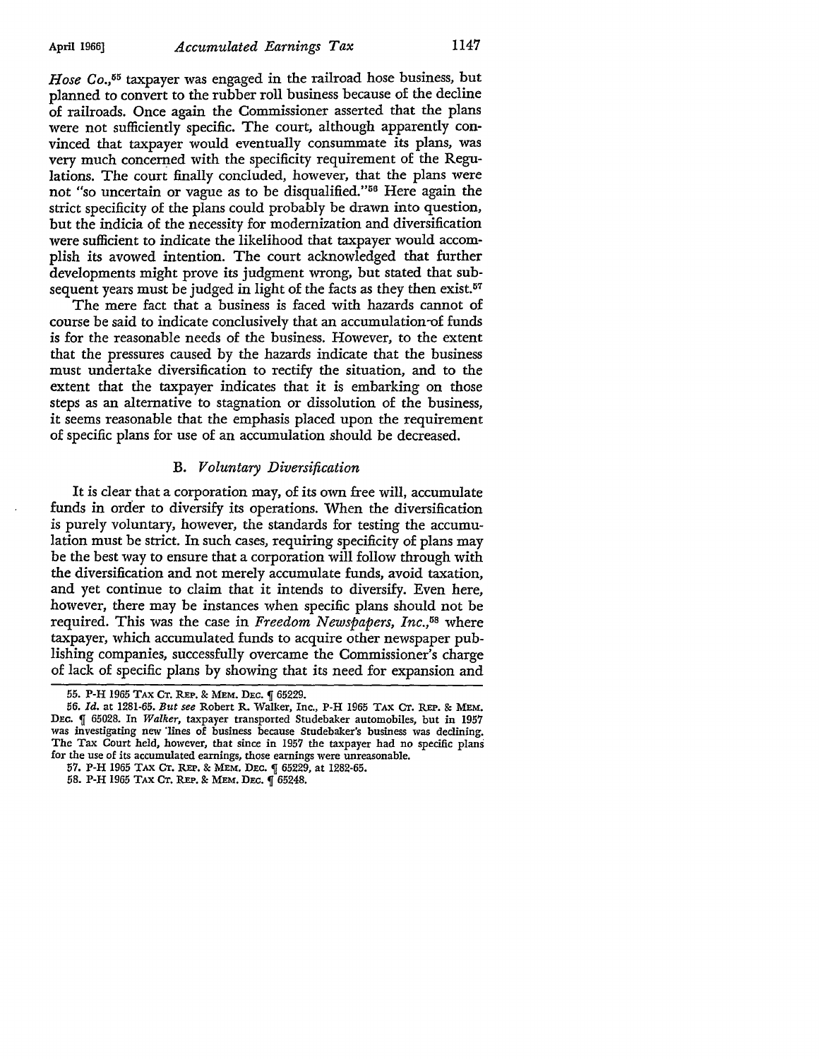*Hose Co.*,[55] taxpayer was engaged in the railroad hose business, but planned to convert to the rubber roll business because of the decline of railroads. Once again the Commissioner asserted that the plans were not sufficiently specific. The court, although apparently convinced that taxpayer would eventually consummate its plans, was very much concerned with the specificity requirement of the Regulations. The court finally concluded, however, that the plans were not "so uncertain or vague as to be disqualified."[56] Here again the strict specificity of the plans could probably be drawn into question, but the indicia of the necessity for modernization and diversification were sufficient to indicate the likelihood that taxpayer would accomplish its avowed intention. The court acknowledged that further developments might prove its judgment wrong, but stated that subsequent years must be judged in light of the facts as they then exist.[57]

The mere fact that a business is faced with hazards cannot of course be said to indicate conclusively that an accumulation of funds is for the reasonable needs of the business. However, to the extent that the pressures caused by the hazards indicate that the business must undertake diversification to rectify the situation, and to the extent that the taxpayer indicates that it is embarking on those steps as an alternative to stagnation or dissolution of the business, it seems reasonable that the emphasis placed upon the requirement of specific plans for use of an accumulation should be decreased.

### B. *Voluntary Diversification*

It is clear that a corporation may, of its own free will, accumulate funds in order to diversify its operations. When the diversification is purely voluntary, however, the standards for testing the accumulation must be strict. In such cases, requiring specificity of plans may be the best way to ensure that a corporation will follow through with the diversification and not merely accumulate funds, avoid taxation, and yet continue to claim that it intends to diversify. Even here, however, there may be instances when specific plans should not be required. This was the case in *Freedom Newspapers, Inc.*,[58] where taxpayer, which accumulated funds to acquire other newspaper publishing companies, successfully overcame the Commissioner's charge of lack of specific plans by showing that its need for expansion and

---

55. P-H 1965 TAX CT. REP. & MEM. DEC. ¶ 65229.

56. *Id.* at 1281-65. *But see* Robert R. Walker, Inc., P-H 1965 TAX CT. REP. & MEM. DEC. ¶ 65028. In *Walker*, taxpayer transported Studebaker automobiles, but in 1957 was investigating new lines of business because Studebaker's business was declining. The Tax Court held, however, that since in 1957 the taxpayer had no specific plans for the use of its accumulated earnings, those earnings were unreasonable.

57. P-H 1965 TAX CT. REP. & MEM. DEC. ¶ 65229, at 1282-65.

58. P-H 1965 TAX CT. REP. & MEM. DEC. ¶ 65248.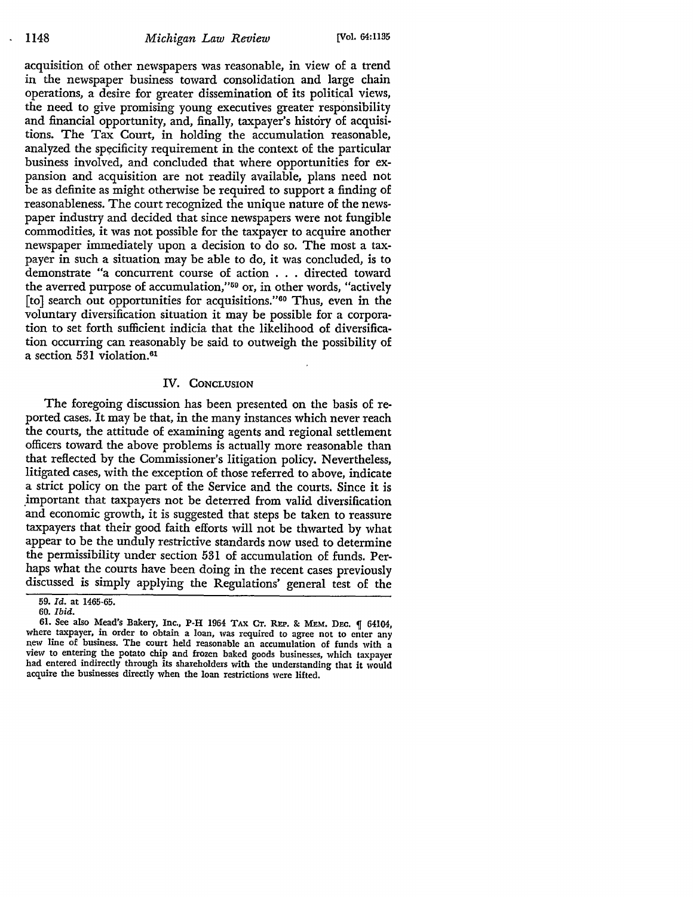acquisition of other newspapers was reasonable, in view of a trend in the newspaper business toward consolidation and large chain operations, a desire for greater dissemination of its political views, the need to give promising young executives greater responsibility and financial opportunity, and, finally, taxpayer's history of acquisitions. The Tax Court, in holding the accumulation reasonable, analyzed the specificity requirement in the context of the particular business involved, and concluded that where opportunities for expansion and acquisition are not readily available, plans need not be as definite as might otherwise be required to support a finding of reasonableness. The court recognized the unique nature of the newspaper industry and decided that since newspapers were not fungible commodities, it was not possible for the taxpayer to acquire another newspaper immediately upon a decision to do so. The most a taxpayer in such a situation may be able to do, it was concluded, is to demonstrate "a concurrent course of action . . . directed toward the averred purpose of accumulation,"[59] or, in other words, "actively [to] search out opportunities for acquisitions."[60] Thus, even in the voluntary diversification situation it may be possible for a corporation to set forth sufficient indicia that the likelihood of diversification occurring can reasonably be said to outweigh the possibility of a section 531 violation.[61]

## IV. Conclusion

The foregoing discussion has been presented on the basis of reported cases. It may be that, in the many instances which never reach the courts, the attitude of examining agents and regional settlement officers toward the above problems is actually more reasonable than that reflected by the Commissioner's litigation policy. Nevertheless, litigated cases, with the exception of those referred to above, indicate a strict policy on the part of the Service and the courts. Since it is important that taxpayers not be deterred from valid diversification and economic growth, it is suggested that steps be taken to reassure taxpayers that their good faith efforts will not be thwarted by what appear to be the unduly restrictive standards now used to determine the permissibility under section 531 of accumulation of funds. Perhaps what the courts have been doing in the recent cases previously discussed is simply applying the Regulations' general test of the

---

59. *Id.* at 1465-65.

60. *Ibid.*

61. See also Mead's Bakery, Inc., P-H 1964 Tax Ct. Rep. & Mem. Dec. ¶ 64104, where taxpayer, in order to obtain a loan, was required to agree not to enter any new line of business. The court held reasonable an accumulation of funds with a view to entering the potato chip and frozen baked goods businesses, which taxpayer had entered indirectly through its shareholders with the understanding that it would acquire the businesses directly when the loan restrictions were lifted.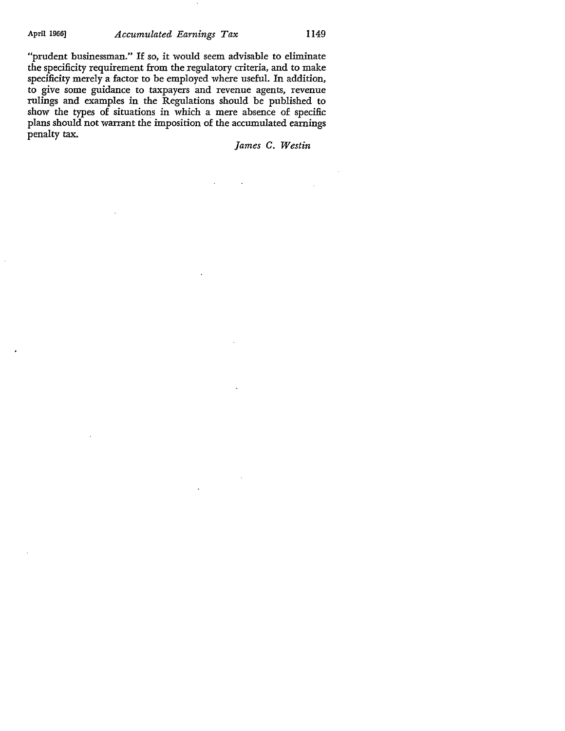"prudent businessman." If so, it would seem advisable to eliminate the specificity requirement from the regulatory criteria, and to make specificity merely a factor to be employed where useful. In addition, to give some guidance to taxpayers and revenue agents, revenue rulings and examples in the Regulations should be published to show the types of situations in which a mere absence of specific plans should not warrant the imposition of the accumulated earnings penalty tax.

*James C. Westin*